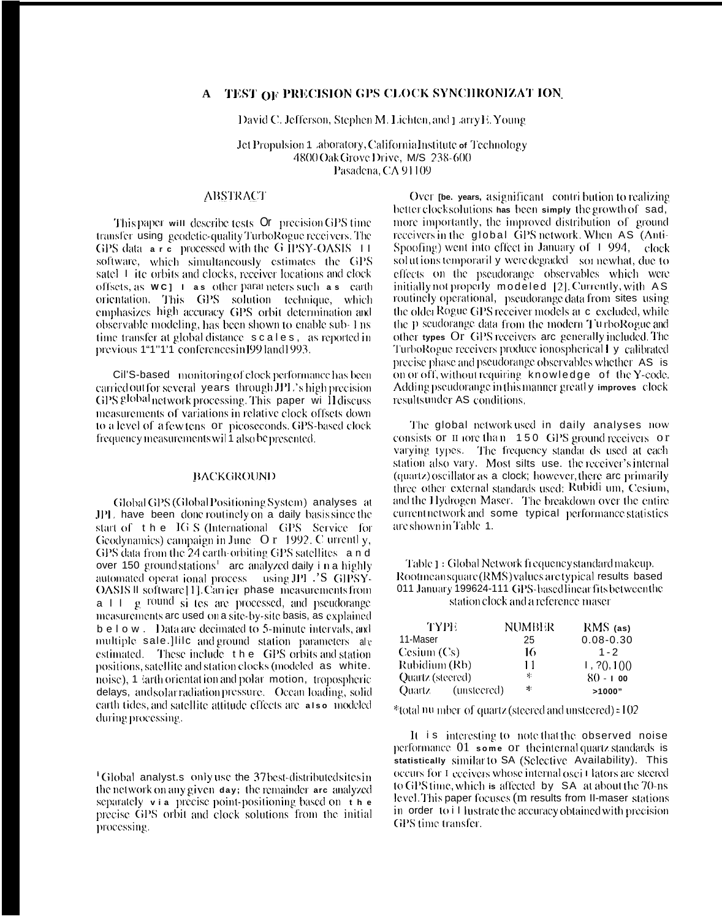# A TEST OF PRECISION GPS CLOCK SYNCHRONIZATION

David C. Jefferson, Stephen M. Lichten, and Larry E. Young

Jet Propulsion Laboratory, California Institute of Technology
4800 Oak Grove Drive, M/S 238-600
Pasadena, CA 91109

## ABSTRACT

This paper will describe tests of precision GPS time transfer using geodetic-quality TurboRogue receivers. The GPS data are processed with the GIPSY-OASIS II software, which simultaneously estimates the GPS satellite orbits and clocks, receiver locations and clock offsets, as well as other parameters such as earth orientation. This GPS solution technique, which emphasizes high accuracy GPS orbit determination and observable modeling, has been shown to enable sub-1 ns time transfer at global distance scales, as reported in previous PTTI conferences in 1991 and 1993.

GPS-based monitoring of clock performance has been carried out for several years through JPL's high precision GPS global network processing. This paper will discuss measurements of variations in relative clock offsets down to a level of a few tens of picoseconds. GPS-based clock frequency measurements will also be presented.

## BACKGROUND

Global GPS (Global Positioning System) analyses at JPL have been done routinely on a daily basis since the start of the IGS (International GPS Service for Geodynamics) campaign in June of 1992. Currently, GPS data from the 24 earth-orbiting GPS satellites and over 150 ground stations[1] are analyzed daily in a highly automated operational process using JPL's GIPSY-OASIS II software [1]. Carrier phase measurements from all ground sites are processed, and pseudorange measurements are used on a site-by-site basis, as explained below. Data are decimated to 5-minute intervals, and multiple satellite and ground station parameters are estimated. These include the GPS orbits and station positions, satellite and station clocks (modeled as white noise), Earth orientation and polar motion, tropospheric delays, and solar radiation pressure. Ocean loading, solid earth tides, and satellite attitude effects are also modeled during processing.

[1] Global analyses only use the 37 best-distributed sites in the network on any given day; the remainder are analyzed separately via precise point-positioning based on the precise GPS orbit and clock solutions from the initial processing.

Over the years, a significant contribution to realizing better clock solutions has been simply the growth of, and, more importantly, the improved distribution of ground receivers in the global GPS network. When AS (Anti-Spoofing) went into effect in January of 1994, clock solutions temporarily were degraded somewhat, due to effects on the pseudorange observables which were initially not properly modeled [2]. Currently, with AS routinely operational, pseudorange data from sites using the older Rogue GPS receiver models are excluded, while the pseudorange data from the modern TurboRogue and other types of GPS receivers are generally included. The TurboRogue receivers produce ionospherically calibrated precise phase and pseudorange observables whether AS is on or off, without requiring knowledge of the Y-code. Adding pseudorange in this manner greatly improves clock results under AS conditions.

The global network used in daily analyses now consists of more than 150 GPS ground receivers of varying types. The frequency standards used at each station also vary. Most sites use the receiver's internal (quartz) oscillator as a clock; however, there are primarily three other external standards used: Rubidium, Cesium, and the Hydrogen Maser. The breakdown over the entire current network and some typical performance statistics are shown in Table 1.

Table 1: Global Network frequency standard makeup. Root mean square (RMS) values are typical results based on January 1996 24-hr GPS-based linear fits between the station clock and a reference maser

| TYPE | NUMBER | RMS (ns) |
|---|---|---|
| H-Maser | 25 | 0.08-0.30 |
| Cesium (Cs) | 16 | 1-2 |
| Rubidium (Rb) | 11 | 1, 20, 100 |
| Quartz (steered) | * | 80 - 100 |
| Quartz (unsteered) | * | >1000" |

*total number of quartz (steered and unsteered) = 102

It is interesting to note that the observed noise performance of some of the internal quartz standards is statistically similar to SA (Selective Availability). This occurs for receivers whose internal oscillators are steered to GPS time, which is affected by SA at about the 70-ns level. This paper focuses on results from H-maser stations in order to illustrate the accuracy obtained with precision GPS time transfer.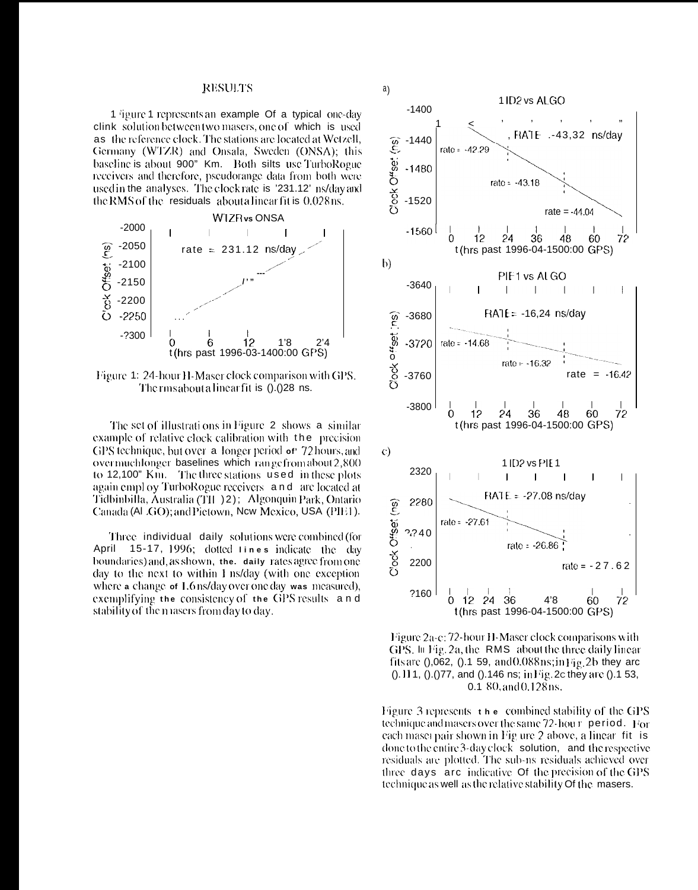## RESULTS

Figure 1 represents an example of a typical one-day clock solution between two masers, one of which is used as the reference clock. The stations are located at Wetzell, Germany (WTZR) and Onsala, Sweden (ONSA); this baseline is about 900" Km. Both sites use TurboRogue receivers and therefore, pseudorange data from both were used in the analyses. The clock rate is '231.12' ns/day and the RMS of the residuals about a linear fit is 0.028 ns.

WTZR vs ONSA

Figure 1: 24-hour H-Maser clock comparison with GPS. The rms about a linear fit is 0.028 ns.

The set of illustrations in Figure 2 shows a similar example of relative clock calibration with the precision GPS technique, but over a longer period of 72 hours, and over much longer baselines which range from about 2,800 to 12,100" Km. The three stations used in these plots again employ TurboRogue receivers and are located at Tidbinbilla, Australia (TID2); Algonquin Park, Ontario Canada (ALGO); and Pietown, New Mexico, USA (PIE1).

Three individual daily solutions were combined (for April 15-17, 1996; dotted lines indicate the day boundaries) and, as shown, the daily rates agree from one day to the next to within 1 ns/day (with one exception where a change of 1.6 ns/day over one day was measured), exemplifying the consistency of the GPS results and stability of the masers from day to day.

a) TID2 vs ALGO

b) PIE1 vs ALGO

c) TID2 vs PIE1

Figure 2a-c: 72-hour H-Maser clock comparisons with GPS. In Fig. 2a, the RMS about the three daily linear fits are 0.062, 0.159, and 0.088 ns; in Fig. 2b they are 0.111, 0.077, and 0.146 ns; in Fig. 2c they are 0.153, 0.180, and 0.128 ns.

Figure 3 represents the combined stability of the GPS technique and masers over the same 72-hour period. For each maser pair shown in Figure 2 above, a linear fit is done to the entire 3-day clock solution, and the respective residuals are plotted. The sub-ns residuals achieved over three days are indicative of the precision of the GPS technique as well as the relative stability of the masers.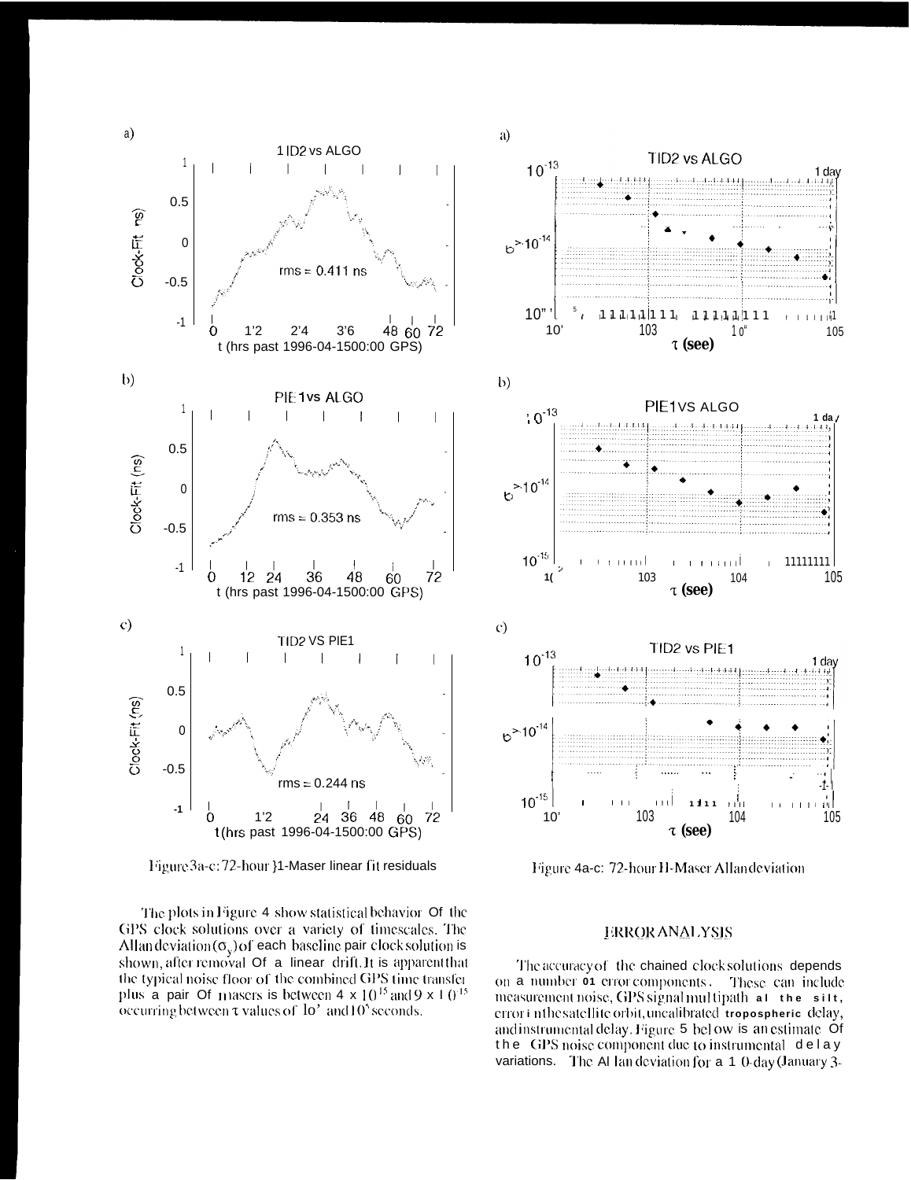Figure 3a-c: 72-hour H-Maser linear fit residuals

Figure 4a-c: 72-hour H-Maser Allan deviation

The plots in Figure 4 show statistical behavior of the GPS clock solutions over a variety of timescales. The Allan deviation ($\sigma_y$) of each baseline pair clock solution is shown, after removal of a linear drift. It is apparent that the typical noise floor of the combined GPS time transfer plus a pair of masers is between $4 \times 10^{-15}$ and $9 \times 10^{-15}$ occurring between $\tau$ values of $10^4$ and $10^5$ seconds.

## ERROR ANALYSIS

The accuracy of the chained clock solutions depends on a number of error components. These can include measurement noise, GPS signal multipath at the site, error in the satellite orbit, uncalibrated tropospheric delay, and instrumental delay. Figure 5 below is an estimate of the GPS noise component due to instrumental delay variations. The Allan deviation for a 10-day (January 3-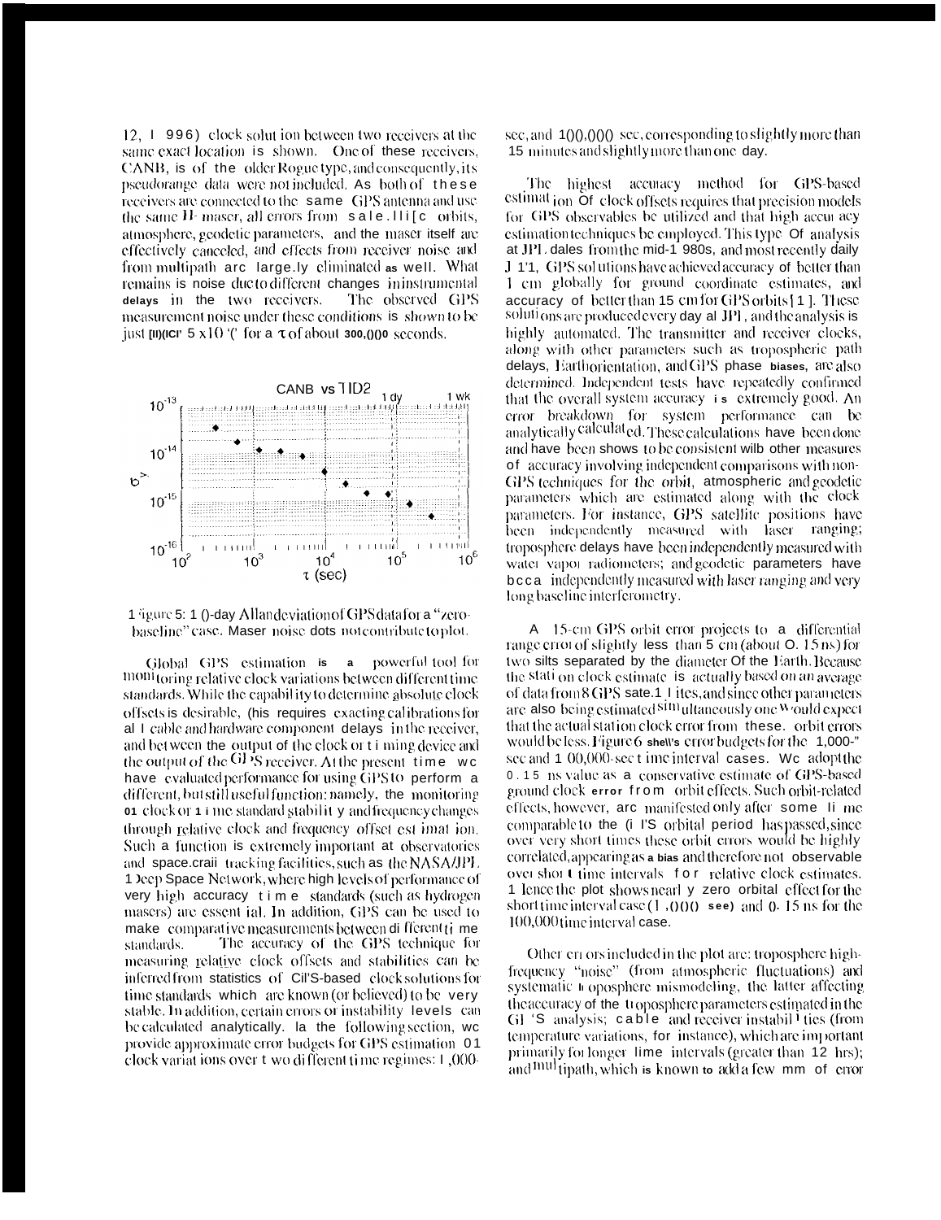12, 1996) clock solution between two receivers at the same exact location is shown. One of these receivers, CANB, is of the older Rogue type, and consequently, its pseudorange data were not included. As both of these receivers are connected to the same GPS antenna and use the same H-maser, all errors from satellite orbits, atmosphere, geodetic parameters, and the maser itself are effectively canceled, and effects from receiver noise and from multipath are largely eliminated as well. What remains is noise due to different changes in instrumental delays in the two receivers. The observed GPS measurement noise under these conditions is shown to be just under $5 \times 10^{-16}$ for a $\tau$ of about 300,000 seconds.

Figure 5: 10-day Allan deviation of GPS data for a "zero-baseline" case. Maser noise does not contribute to plot.

Global GPS estimation is a powerful tool for monitoring relative clock variations between different time standards. While the capability to determine absolute clock offsets is desirable, (his requires exacting calibrations for all cable and hardware component delays in the receiver, and between the output of the clock or timing device and the output of the GPS receiver. At the present time we have evaluated performance for using GPS to perform a different, but still useful function: namely, the monitoring of clock or time standard stability and frequency changes through relative clock and frequency offset estimation. Such a function is extremely important at observatories and spacecraft tracking facilities, such as the NASA/JPL Deep Space Network, where high levels of performance of very high accuracy time standards (such as hydrogen masers) are essential. In addition, GPS can be used to make comparative measurements between different time standards. The accuracy of the GPS technique for measuring relative clock offsets and stabilities can be inferred from statistics of GPS-based clock solutions for time standards which are known (or believed) to be very stable. In addition, certain errors or instability levels can be calculated analytically. In the following section, we provide approximate error budgets for GPS estimation of clock variations over two different time regimes: 1,000-sec, and 100,000 sec, corresponding to slightly more than 15 minutes and slightly more than one day.

The highest accuracy method for GPS-based estimation of clock offsets requires that precision models for GPS observables be utilized and that high accuracy estimation techniques be employed. This type of analysis at JPL dates from the mid-1980s, and most recently daily JPL GPS solutions have achieved accuracy of better than 1 cm globally for ground coordinate estimates, and accuracy of better than 15 cm for GPS orbits [1]. These solutions are produced every day at JPL, and the analysis is highly automated. The transmitter and receiver clocks, along with other parameters such as tropospheric path delays, Earth orientation, and GPS phase biases, are also determined. Independent tests have repeatedly confirmed that the overall system accuracy is extremely good. An error breakdown for system performance can be analytically calculated. These calculations have been done and have been shown to be consistent with other measures of accuracy involving independent comparisons with non-GPS techniques for the orbit, atmospheric and geodetic parameters which are estimated along with the clock parameters. For instance, GPS satellite positions have been independently measured with laser ranging; troposphere delays have been independently measured with water vapor radiometers; and geodetic parameters have been independently measured with laser ranging and very long baseline interferometry.

A 15-cm GPS orbit error projects to a differential range error of slightly less than 5 cm (about 0.15 ns) for two sites separated by the diameter of the Earth. Because the station clock estimate is actually based on an average of data from 8 GPS satellites, and since other parameters are also being estimated simultaneously one would expect that the actual station clock error from these orbit errors would be less. Figure 6 shows error budgets for the 1,000-sec and 100,000-sec time interval cases. We adopt the 0.15 ns value as a conservative estimate of GPS-based ground clock error from orbit effects. Such orbit-related effects, however, are manifested only after some time comparable to the GPS orbital period has passed, since over very short times these orbit errors would be highly correlated, appearing as a bias and therefore not observable over short time intervals for relative clock estimates. Hence the plot shows nearly zero orbital effect for the short time interval case (1,000 sec) and 0.15 ns for the 100,000 time interval case.

Other errors included in the plot are: troposphere high-frequency "noise" (from atmospheric fluctuations) and systematic troposphere mismodeling, the latter affecting the accuracy of the troposphere parameters estimated in the GPS analysis; cable and receiver instabilities (from temperature variations, for instance), which are important primarily for longer time intervals (greater than 12 hrs); and multipath, which is known to add a few mm of error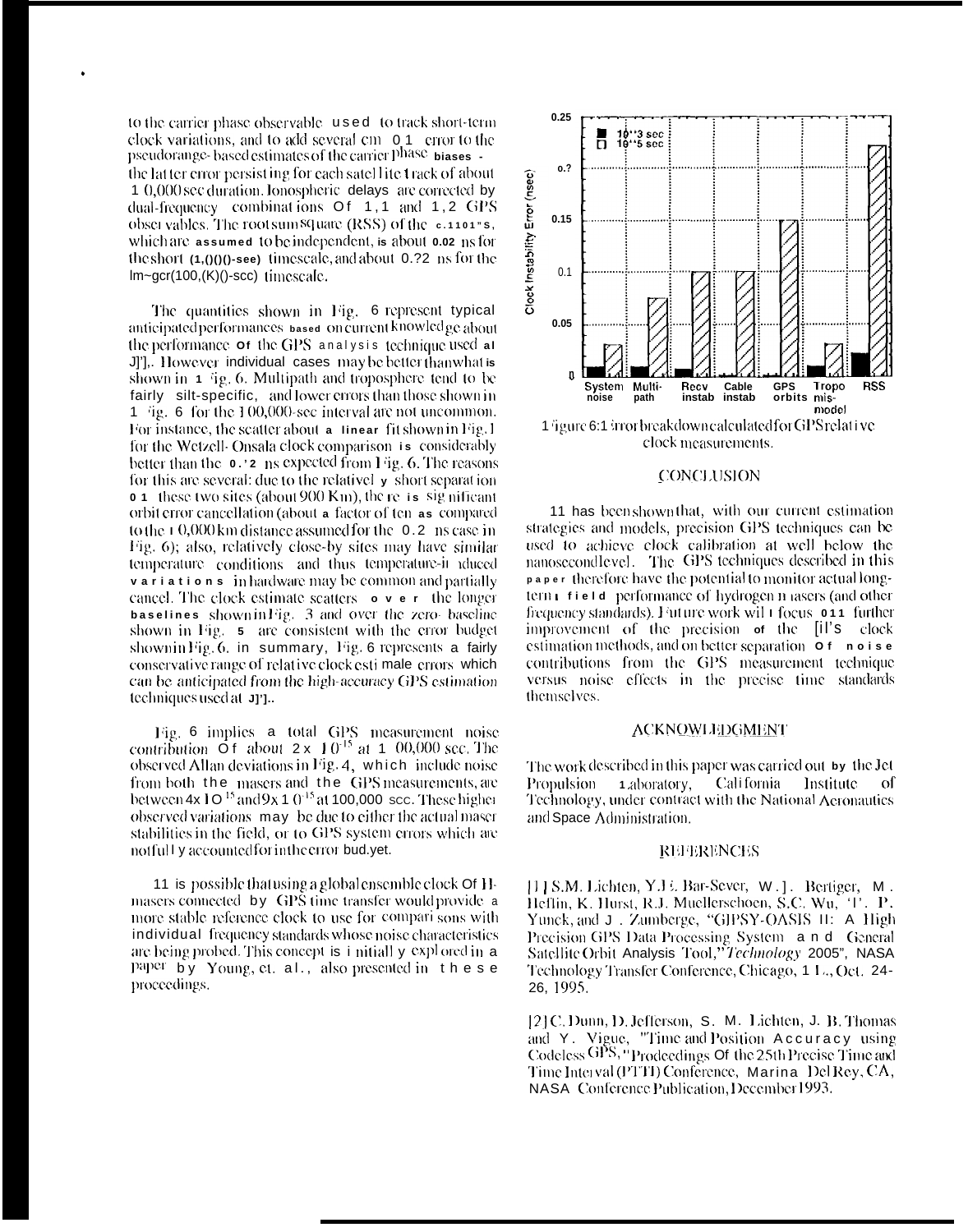to the carrier phase observable used to track short-term clock variations, and to add several cm of error to the pseudorange-based estimates of the carrier phase biases - the latter error persisting for each satellite track of about 10,000 sec duration. Ionospheric delays are corrected by dual-frequency combinations of L1 and L2 GPS observables. The root sum square (RSS) of the errors, which are assumed to be independent, is about 0.02 ns for the short (1,000-sec) timescale, and about 0.22 ns for the longer (100,000-sec) timescale.

The quantities shown in Fig. 6 represent typical anticipated performances based on current knowledge about the performance of the GPS analysis technique used at JPL. However individual cases may be better than what is shown in Fig. 6. Multipath and troposphere tend to be fairly site-specific, and lower errors than those shown in Fig. 6 for the 100,000-sec interval are not uncommon. For instance, the scatter about a linear fit shown in Fig. 1 for the Wetzell-Onsala clock comparison is considerably better than the 0.22 ns expected from Fig. 6. The reasons for this are several: due to the relatively short separation of these two sites (about 900 Km), there is significant orbit error cancellation (about a factor of ten as compared to the 10,000 km distance assumed for the 0.2 ns case in Fig. 6); also, relatively close-by sites may have similar temperature conditions and thus temperature-induced variations in hardware may be common and partially cancel. The clock estimate scatters over the longer baselines shown in Fig. 3 and over the zero-baseline shown in Fig. 5 are consistent with the error budget shown in Fig. 6. In summary, Fig. 6 represents a fairly conservative range of relative clock estimate errors which can be anticipated from the high-accuracy GPS estimation techniques used at JPL.

Fig. 6 implies a total GPS measurement noise contribution of about $2 \times 10^{-15}$ at 100,000 sec. The observed Allan deviations in Fig. 4, which include noise from both the masers and the GPS measurements, are between $4 \times 10^{-15}$ and $9 \times 10^{-15}$ at 100,000 sec. These higher observed variations may be due to either the actual maser stabilities in the field, or to GPS system errors which are not fully accounted for in the error budget.

It is possible that using a global ensemble clock of H-masers connected by GPS time transfer would provide a more stable reference clock to use for comparisons with individual frequency standards whose noise characteristics are being probed. This concept is initially explored in a paper by Young, et. al., also presented in these proceedings.

0.25
0.2
0.15
0.1
0.05
0
Clock Instability Error (nsec)
10^3 sec
10^5 sec
System noise
Multi-path
Recv instab
Cable instab
GPS orbits
Tropo mis-model
RSS

Figure 6: Error breakdown calculated for GPS relative clock measurements.

## CONCLUSION

It has been shown that, with our current estimation strategies and models, precision GPS techniques can be used to achieve clock calibration at well below the nanosecond level. The GPS techniques described in this paper therefore have the potential to monitor actual long-term field performance of hydrogen masers (and other frequency standards). Future work will focus on further improvement of the precision of the GPS clock estimation methods, and on better separation of noise contributions from the GPS measurement technique versus noise effects in the precise time standards themselves.

## ACKNOWLEDGMENT

The work described in this paper was carried out by the Jet Propulsion Laboratory, California Institute of Technology, under contract with the National Aeronautics and Space Administration.

## REFERENCES

[1] S.M. Lichten, Y.E. Bar-Sever, W.I. Bertiger, M. Heflin, K. Hurst, R.J. Muellerschoen, S.C. Wu, T. P. Yunck, and J. Zumberge, "GIPSY-OASIS II: A High Precision GPS Data Processing System and General Satellite Orbit Analysis Tool," *Technology* 2005", NASA Technology Transfer Conference, Chicago, IL, Oct. 24-26, 1995.

[2] C. Dunn, D. Jefferson, S. M. Lichten, J. B. Thomas and Y. Vigue, "Time and Position Accuracy using Codeless GPS," Prodceedings Of the 25th Precise Time and Time Interval (PTTI) Conference, Marina Del Rey, CA, NASA Conference Publication, December 1993.